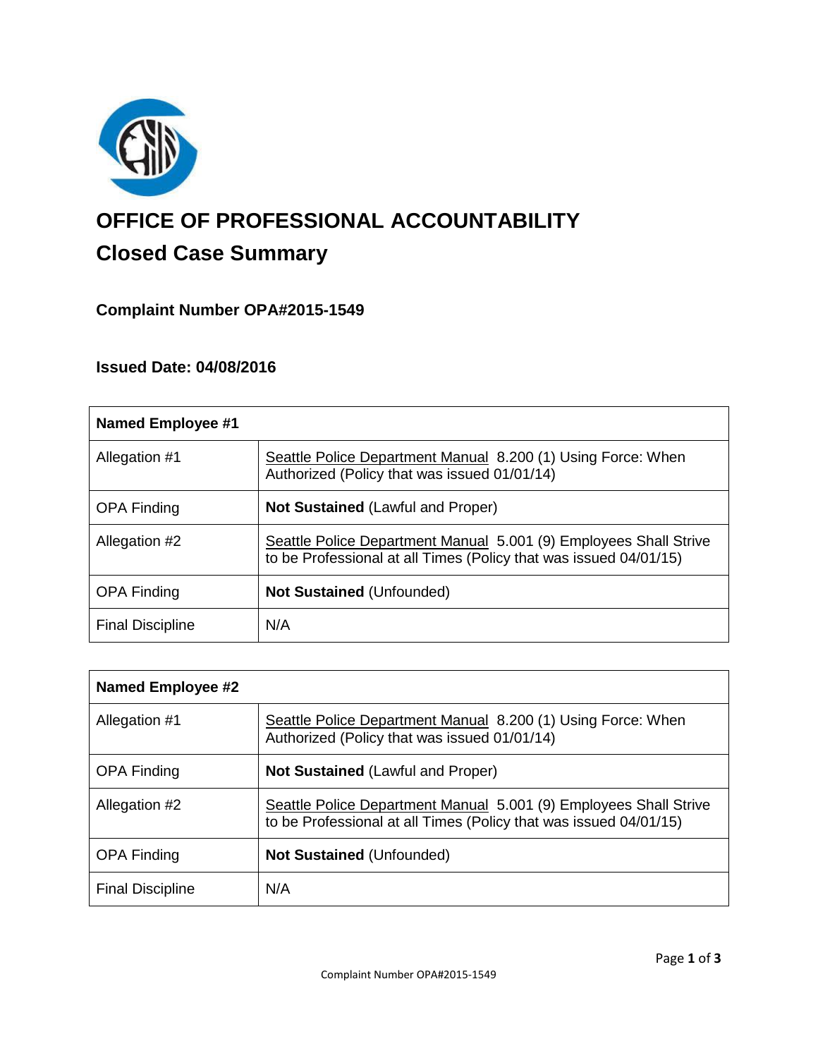# OFFICE OF PROFESSIONAL ACCOUNTABILITY

## Closed Case Summary

### Complaint Number OPA#2015-1549

### Issued Date: 04/08/2016

| Named Employee #1 | |
|---|---|
| Allegation #1 | Seattle Police Department Manual 8.200 (1) Using Force: When Authorized (Policy that was issued 01/01/14) |
| OPA Finding | **Not Sustained** (Lawful and Proper) |
| Allegation #2 | Seattle Police Department Manual 5.001 (9) Employees Shall Strive to be Professional at all Times (Policy that was issued 04/01/15) |
| OPA Finding | **Not Sustained** (Unfounded) |
| Final Discipline | N/A |

| Named Employee #2 | |
|---|---|
| Allegation #1 | Seattle Police Department Manual 8.200 (1) Using Force: When Authorized (Policy that was issued 01/01/14) |
| OPA Finding | **Not Sustained** (Lawful and Proper) |
| Allegation #2 | Seattle Police Department Manual 5.001 (9) Employees Shall Strive to be Professional at all Times (Policy that was issued 04/01/15) |
| OPA Finding | **Not Sustained** (Unfounded) |
| Final Discipline | N/A |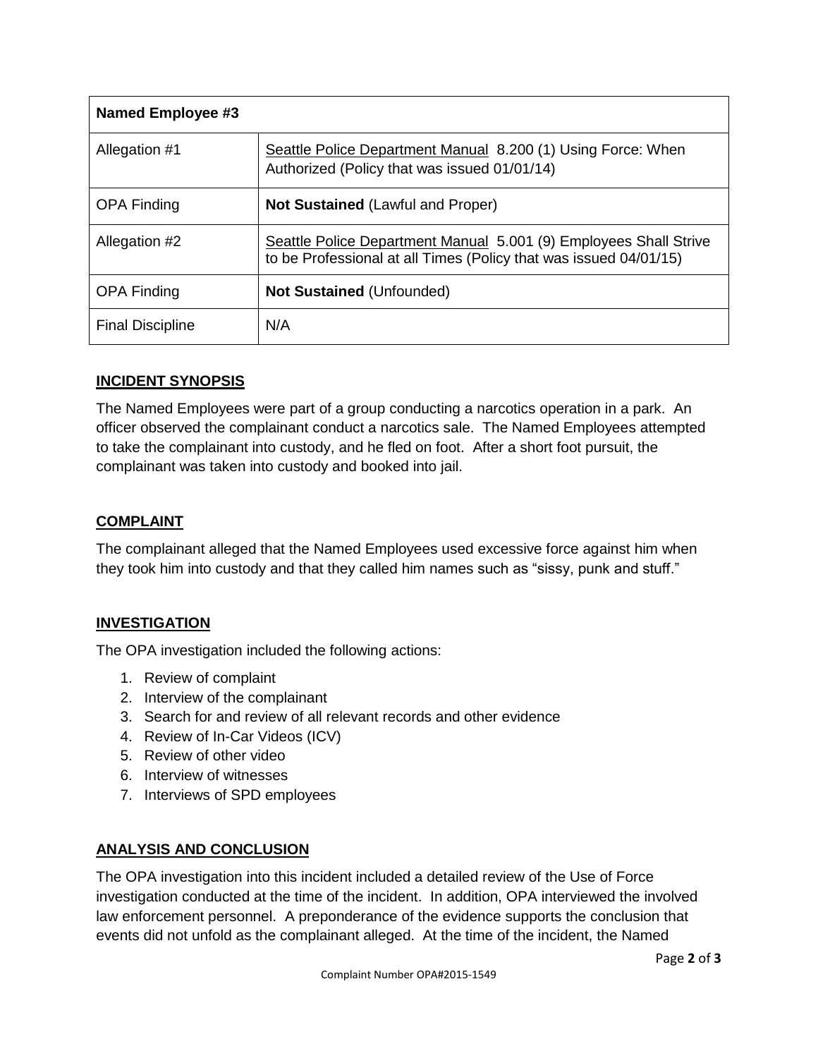| Named Employee #3 | |
|---|---|
| Allegation #1 | Seattle Police Department Manual 8.200 (1) Using Force: When Authorized (Policy that was issued 01/01/14) |
| OPA Finding | **Not Sustained** (Lawful and Proper) |
| Allegation #2 | Seattle Police Department Manual 5.001 (9) Employees Shall Strive to be Professional at all Times (Policy that was issued 04/01/15) |
| OPA Finding | **Not Sustained** (Unfounded) |
| Final Discipline | N/A |

## INCIDENT SYNOPSIS

The Named Employees were part of a group conducting a narcotics operation in a park. An officer observed the complainant conduct a narcotics sale. The Named Employees attempted to take the complainant into custody, and he fled on foot. After a short foot pursuit, the complainant was taken into custody and booked into jail.

## COMPLAINT

The complainant alleged that the Named Employees used excessive force against him when they took him into custody and that they called him names such as "sissy, punk and stuff."

## INVESTIGATION

The OPA investigation included the following actions:

1. Review of complaint
2. Interview of the complainant
3. Search for and review of all relevant records and other evidence
4. Review of In-Car Videos (ICV)
5. Review of other video
6. Interview of witnesses
7. Interviews of SPD employees

## ANALYSIS AND CONCLUSION

The OPA investigation into this incident included a detailed review of the Use of Force investigation conducted at the time of the incident. In addition, OPA interviewed the involved law enforcement personnel. A preponderance of the evidence supports the conclusion that events did not unfold as the complainant alleged. At the time of the incident, the Named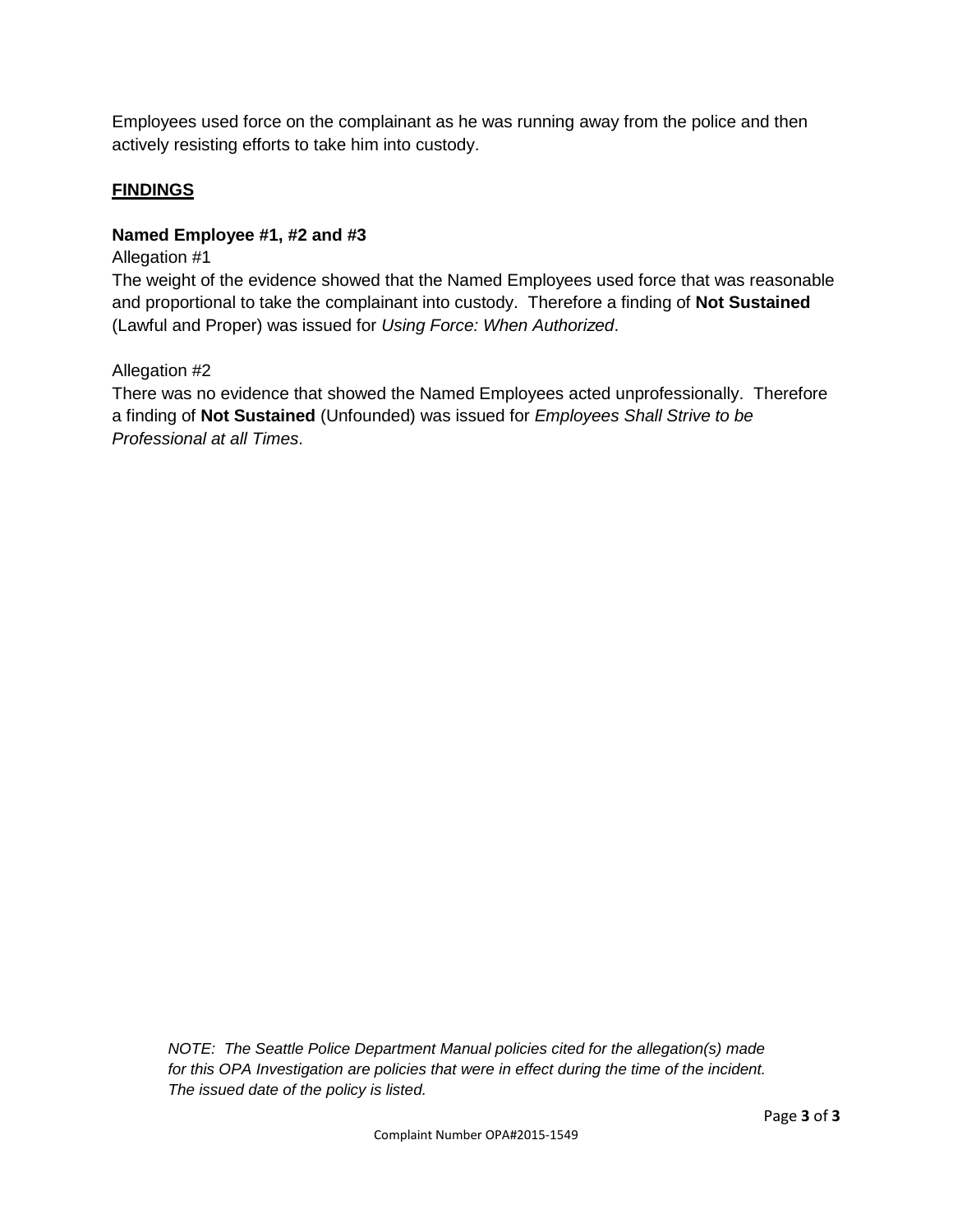Employees used force on the complainant as he was running away from the police and then actively resisting efforts to take him into custody.

## FINDINGS

### Named Employee #1, #2 and #3

Allegation #1

The weight of the evidence showed that the Named Employees used force that was reasonable and proportional to take the complainant into custody. Therefore a finding of **Not Sustained** (Lawful and Proper) was issued for *Using Force: When Authorized*.

Allegation #2

There was no evidence that showed the Named Employees acted unprofessionally. Therefore a finding of **Not Sustained** (Unfounded) was issued for *Employees Shall Strive to be Professional at all Times*.

*NOTE: The Seattle Police Department Manual policies cited for the allegation(s) made for this OPA Investigation are policies that were in effect during the time of the incident. The issued date of the policy is listed.*

Complaint Number OPA#2015-1549